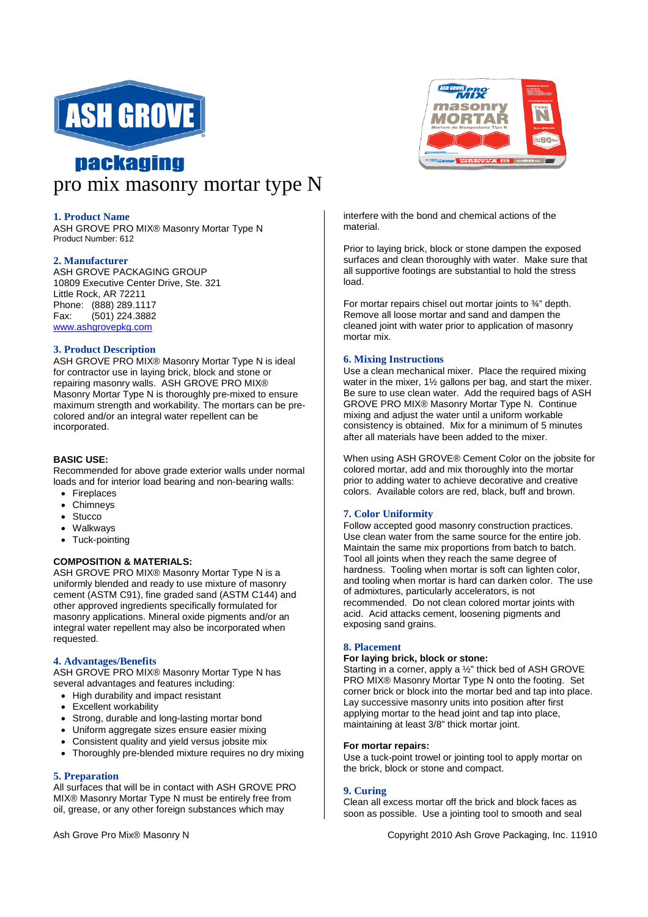# ASH GROVE packaging

# pro mix masonry mortar type N

## 1. Product Name

ASH GROVE PRO MIX® Masonry Mortar Type N
Product Number: 612

## 2. Manufacturer

ASH GROVE PACKAGING GROUP
10809 Executive Center Drive, Ste. 321
Little Rock, AR 72211
Phone: (888) 289.1117
Fax: (501) 224.3882
www.ashgrovepkg.com

## 3. Product Description

ASH GROVE PRO MIX® Masonry Mortar Type N is ideal for contractor use in laying brick, block and stone or repairing masonry walls. ASH GROVE PRO MIX® Masonry Mortar Type N is thoroughly pre-mixed to ensure maximum strength and workability. The mortars can be pre-colored and/or an integral water repellent can be incorporated.

**BASIC USE:**
Recommended for above grade exterior walls under normal loads and for interior load bearing and non-bearing walls:

- Fireplaces
- Chimneys
- Stucco
- Walkways
- Tuck-pointing

**COMPOSITION & MATERIALS:**
ASH GROVE PRO MIX® Masonry Mortar Type N is a uniformly blended and ready to use mixture of masonry cement (ASTM C91), fine graded sand (ASTM C144) and other approved ingredients specifically formulated for masonry applications. Mineral oxide pigments and/or an integral water repellent may also be incorporated when requested.

## 4. Advantages/Benefits

ASH GROVE PRO MIX® Masonry Mortar Type N has several advantages and features including:

- High durability and impact resistant
- Excellent workability
- Strong, durable and long-lasting mortar bond
- Uniform aggregate sizes ensure easier mixing
- Consistent quality and yield versus jobsite mix
- Thoroughly pre-blended mixture requires no dry mixing

## 5. Preparation

All surfaces that will be in contact with ASH GROVE PRO MIX® Masonry Mortar Type N must be entirely free from oil, grease, or any other foreign substances which may interfere with the bond and chemical actions of the material.

Prior to laying brick, block or stone dampen the exposed surfaces and clean thoroughly with water. Make sure that all supportive footings are substantial to hold the stress load.

For mortar repairs chisel out mortar joints to ¾" depth. Remove all loose mortar and sand and dampen the cleaned joint with water prior to application of masonry mortar mix.

## 6. Mixing Instructions

Use a clean mechanical mixer. Place the required mixing water in the mixer, 1½ gallons per bag, and start the mixer. Be sure to use clean water. Add the required bags of ASH GROVE PRO MIX® Masonry Mortar Type N. Continue mixing and adjust the water until a uniform workable consistency is obtained. Mix for a minimum of 5 minutes after all materials have been added to the mixer.

When using ASH GROVE® Cement Color on the jobsite for colored mortar, add and mix thoroughly into the mortar prior to adding water to achieve decorative and creative colors. Available colors are red, black, buff and brown.

## 7. Color Uniformity

Follow accepted good masonry construction practices. Use clean water from the same source for the entire job. Maintain the same mix proportions from batch to batch. Tool all joints when they reach the same degree of hardness. Tooling when mortar is soft can lighten color, and tooling when mortar is hard can darken color. The use of admixtures, particularly accelerators, is not recommended. Do not clean colored mortar joints with acid. Acid attacks cement, loosening pigments and exposing sand grains.

## 8. Placement

**For laying brick, block or stone:**
Starting in a corner, apply a ½" thick bed of ASH GROVE PRO MIX® Masonry Mortar Type N onto the footing. Set corner brick or block into the mortar bed and tap into place. Lay successive masonry units into position after first applying mortar to the head joint and tap into place, maintaining at least 3/8" thick mortar joint.

**For mortar repairs:**
Use a tuck-point trowel or jointing tool to apply mortar on the brick, block or stone and compact.

## 9. Curing

Clean all excess mortar off the brick and block faces as soon as possible. Use a jointing tool to smooth and seal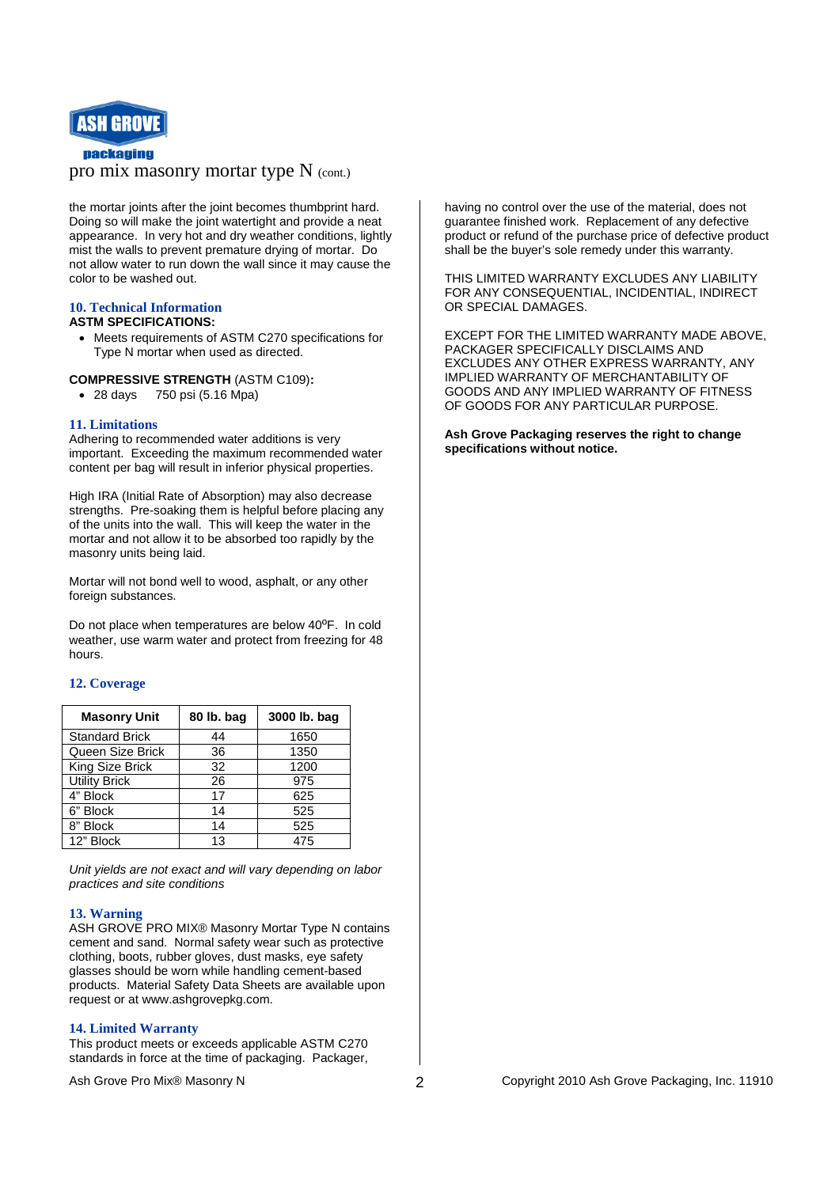pro mix masonry mortar type N (cont.)

the mortar joints after the joint becomes thumbprint hard. Doing so will make the joint watertight and provide a neat appearance. In very hot and dry weather conditions, lightly mist the walls to prevent premature drying of mortar. Do not allow water to run down the wall since it may cause the color to be washed out.

### 10. Technical Information

**ASTM SPECIFICATIONS:**

- Meets requirements of ASTM C270 specifications for Type N mortar when used as directed.

**COMPRESSIVE STRENGTH** (ASTM C109)**:**

- 28 days 750 psi (5.16 Mpa)

### 11. Limitations

Adhering to recommended water additions is very important. Exceeding the maximum recommended water content per bag will result in inferior physical properties.

High IRA (Initial Rate of Absorption) may also decrease strengths. Pre-soaking them is helpful before placing any of the units into the wall. This will keep the water in the mortar and not allow it to be absorbed too rapidly by the masonry units being laid.

Mortar will not bond well to wood, asphalt, or any other foreign substances.

Do not place when temperatures are below 40ºF. In cold weather, use warm water and protect from freezing for 48 hours.

### 12. Coverage

| Masonry Unit | 80 lb. bag | 3000 lb. bag |
|---|---|---|
| Standard Brick | 44 | 1650 |
| Queen Size Brick | 36 | 1350 |
| King Size Brick | 32 | 1200 |
| Utility Brick | 26 | 975 |
| 4" Block | 17 | 625 |
| 6" Block | 14 | 525 |
| 8" Block | 14 | 525 |
| 12" Block | 13 | 475 |

*Unit yields are not exact and will vary depending on labor practices and site conditions*

### 13. Warning

ASH GROVE PRO MIX® Masonry Mortar Type N contains cement and sand. Normal safety wear such as protective clothing, boots, rubber gloves, dust masks, eye safety glasses should be worn while handling cement-based products. Material Safety Data Sheets are available upon request or at www.ashgrovepkg.com.

### 14. Limited Warranty

This product meets or exceeds applicable ASTM C270 standards in force at the time of packaging. Packager, having no control over the use of the material, does not guarantee finished work. Replacement of any defective product or refund of the purchase price of defective product shall be the buyer's sole remedy under this warranty.

THIS LIMITED WARRANTY EXCLUDES ANY LIABILITY FOR ANY CONSEQUENTIAL, INCIDENTIAL, INDIRECT OR SPECIAL DAMAGES.

EXCEPT FOR THE LIMITED WARRANTY MADE ABOVE, PACKAGER SPECIFICALLY DISCLAIMS AND EXCLUDES ANY OTHER EXPRESS WARRANTY, ANY IMPLIED WARRANTY OF MERCHANTABILITY OF GOODS AND ANY IMPLIED WARRANTY OF FITNESS OF GOODS FOR ANY PARTICULAR PURPOSE.

**Ash Grove Packaging reserves the right to change specifications without notice.**